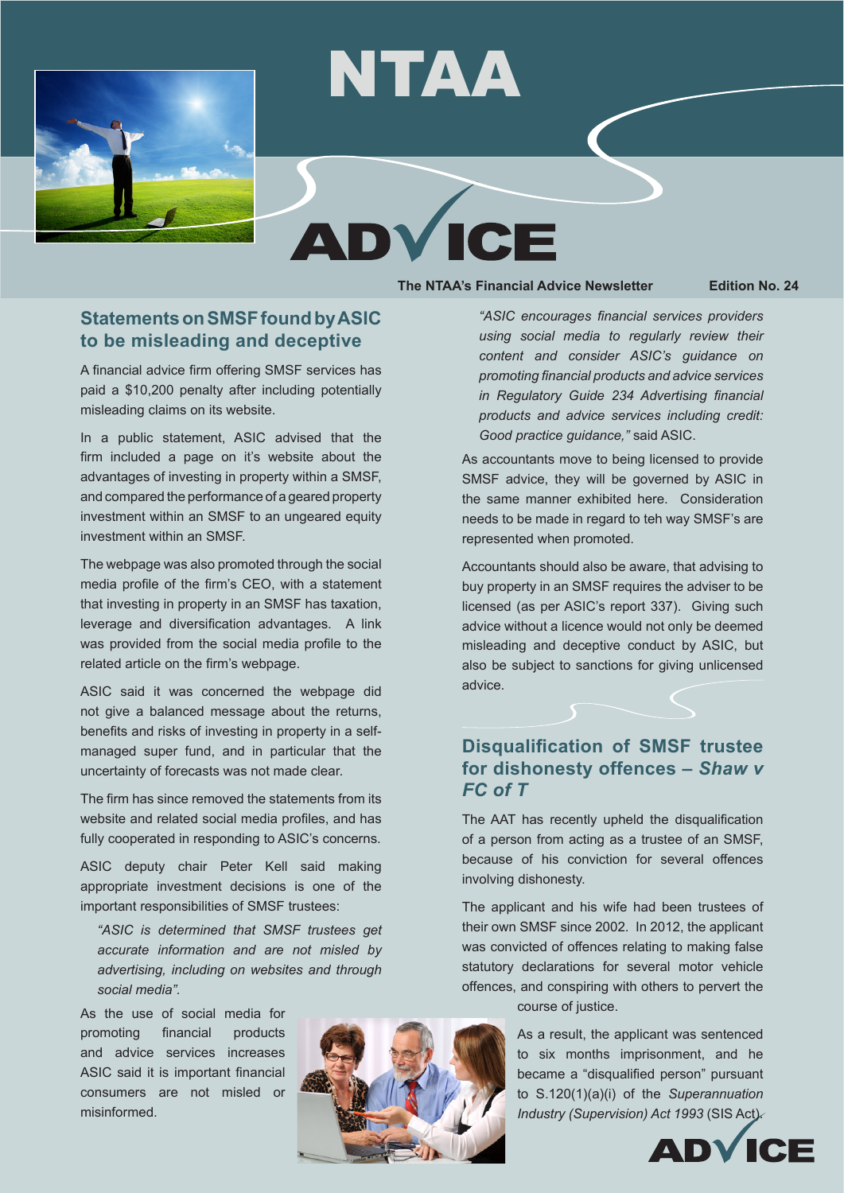# NTAA ADVICE

**The NTAA's Financial Advice Newsletter** **Edition No. 24**

## Statements on SMSF found by ASIC to be misleading and deceptive

A financial advice firm offering SMSF services has paid a $10,200 penalty after including potentially misleading claims on its website.

In a public statement, ASIC advised that the firm included a page on it's website about the advantages of investing in property within a SMSF, and compared the performance of a geared property investment within an SMSF to an ungeared equity investment within an SMSF.

The webpage was also promoted through the social media profile of the firm's CEO, with a statement that investing in property in an SMSF has taxation, leverage and diversification advantages. A link was provided from the social media profile to the related article on the firm's webpage.

ASIC said it was concerned the webpage did not give a balanced message about the returns, benefits and risks of investing in property in a self-managed super fund, and in particular that the uncertainty of forecasts was not made clear.

The firm has since removed the statements from its website and related social media profiles, and has fully cooperated in responding to ASIC's concerns.

ASIC deputy chair Peter Kell said making appropriate investment decisions is one of the important responsibilities of SMSF trustees:

> *"ASIC is determined that SMSF trustees get accurate information and are not misled by advertising, including on websites and through social media".*

As the use of social media for promoting financial products and advice services increases ASIC said it is important financial consumers are not misled or misinformed.

> *"ASIC encourages financial services providers using social media to regularly review their content and consider ASIC's guidance on promoting financial products and advice services in Regulatory Guide 234 Advertising financial products and advice services including credit: Good practice guidance,"* said ASIC.

As accountants move to being licensed to provide SMSF advice, they will be governed by ASIC in the same manner exhibited here. Consideration needs to be made in regard to teh way SMSF's are represented when promoted.

Accountants should also be aware, that advising to buy property in an SMSF requires the adviser to be licensed (as per ASIC's report 337). Giving such advice without a licence would not only be deemed misleading and deceptive conduct by ASIC, but also be subject to sanctions for giving unlicensed advice.

## Disqualification of SMSF trustee for dishonesty offences – *Shaw v FC of T*

The AAT has recently upheld the disqualification of a person from acting as a trustee of an SMSF, because of his conviction for several offences involving dishonesty.

The applicant and his wife had been trustees of their own SMSF since 2002. In 2012, the applicant was convicted of offences relating to making false statutory declarations for several motor vehicle offences, and conspiring with others to pervert the course of justice.

As a result, the applicant was sentenced to six months imprisonment, and he became a "disqualified person" pursuant to S.120(1)(a)(i) of the *Superannuation Industry (Supervision) Act 1993* (SIS Act).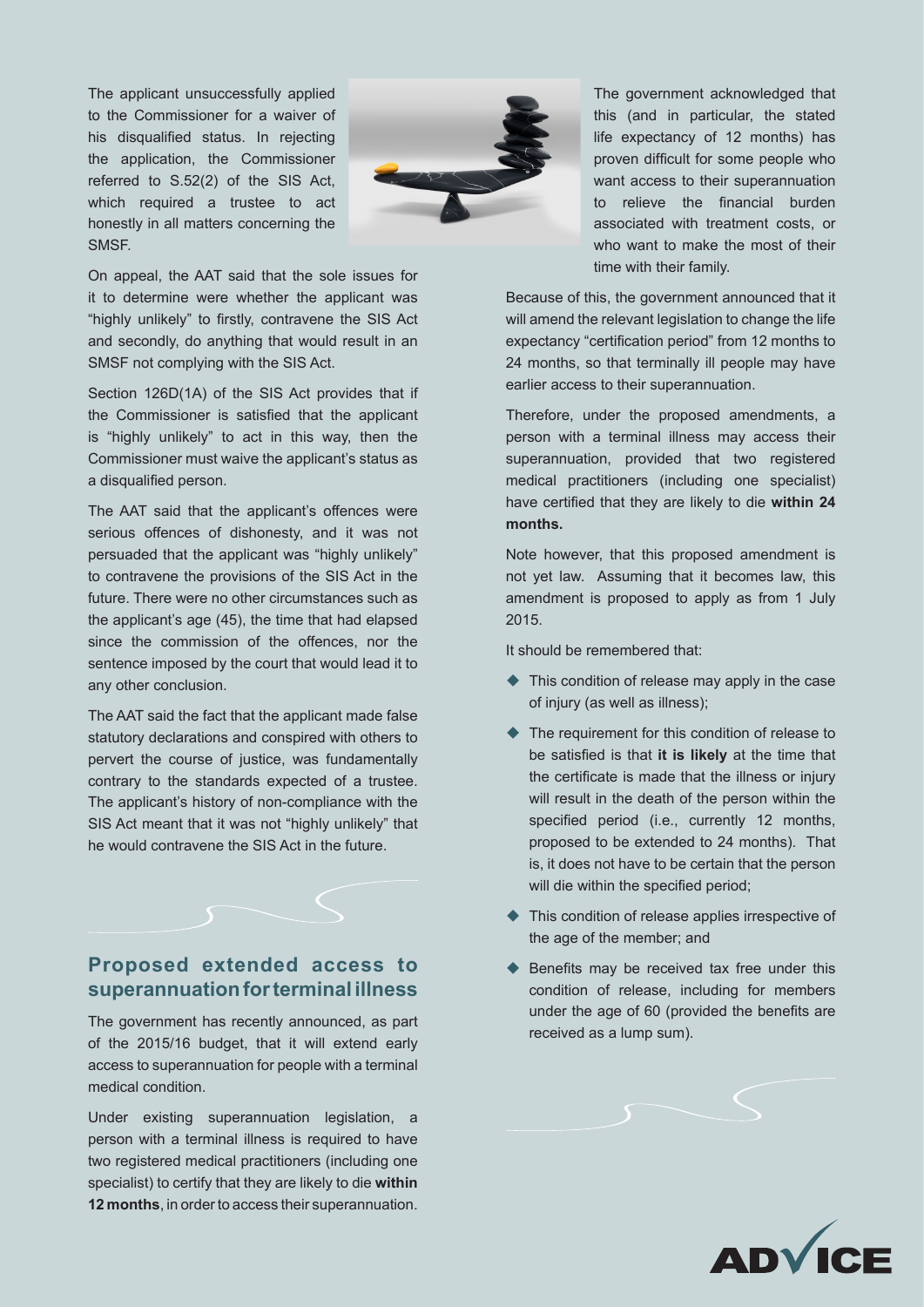The applicant unsuccessfully applied to the Commissioner for a waiver of his disqualified status. In rejecting the application, the Commissioner referred to S.52(2) of the SIS Act, which required a trustee to act honestly in all matters concerning the SMSF.

On appeal, the AAT said that the sole issues for it to determine were whether the applicant was "highly unlikely" to firstly, contravene the SIS Act and secondly, do anything that would result in an SMSF not complying with the SIS Act.

Section 126D(1A) of the SIS Act provides that if the Commissioner is satisfied that the applicant is "highly unlikely" to act in this way, then the Commissioner must waive the applicant's status as a disqualified person.

The AAT said that the applicant's offences were serious offences of dishonesty, and it was not persuaded that the applicant was "highly unlikely" to contravene the provisions of the SIS Act in the future. There were no other circumstances such as the applicant's age (45), the time that had elapsed since the commission of the offences, nor the sentence imposed by the court that would lead it to any other conclusion.

The AAT said the fact that the applicant made false statutory declarations and conspired with others to pervert the course of justice, was fundamentally contrary to the standards expected of a trustee. The applicant's history of non-compliance with the SIS Act meant that it was not "highly unlikely" that he would contravene the SIS Act in the future.

## Proposed extended access to superannuation for terminal illness

The government has recently announced, as part of the 2015/16 budget, that it will extend early access to superannuation for people with a terminal medical condition.

Under existing superannuation legislation, a person with a terminal illness is required to have two registered medical practitioners (including one specialist) to certify that they are likely to die **within 12 months**, in order to access their superannuation.

The government acknowledged that this (and in particular, the stated life expectancy of 12 months) has proven difficult for some people who want access to their superannuation to relieve the financial burden associated with treatment costs, or who want to make the most of their time with their family.

Because of this, the government announced that it will amend the relevant legislation to change the life expectancy "certification period" from 12 months to 24 months, so that terminally ill people may have earlier access to their superannuation.

Therefore, under the proposed amendments, a person with a terminal illness may access their superannuation, provided that two registered medical practitioners (including one specialist) have certified that they are likely to die **within 24 months.**

Note however, that this proposed amendment is not yet law. Assuming that it becomes law, this amendment is proposed to apply as from 1 July 2015.

It should be remembered that:

- This condition of release may apply in the case of injury (as well as illness);
- The requirement for this condition of release to be satisfied is that **it is likely** at the time that the certificate is made that the illness or injury will result in the death of the person within the specified period (i.e., currently 12 months, proposed to be extended to 24 months). That is, it does not have to be certain that the person will die within the specified period;
- This condition of release applies irrespective of the age of the member; and
- Benefits may be received tax free under this condition of release, including for members under the age of 60 (provided the benefits are received as a lump sum).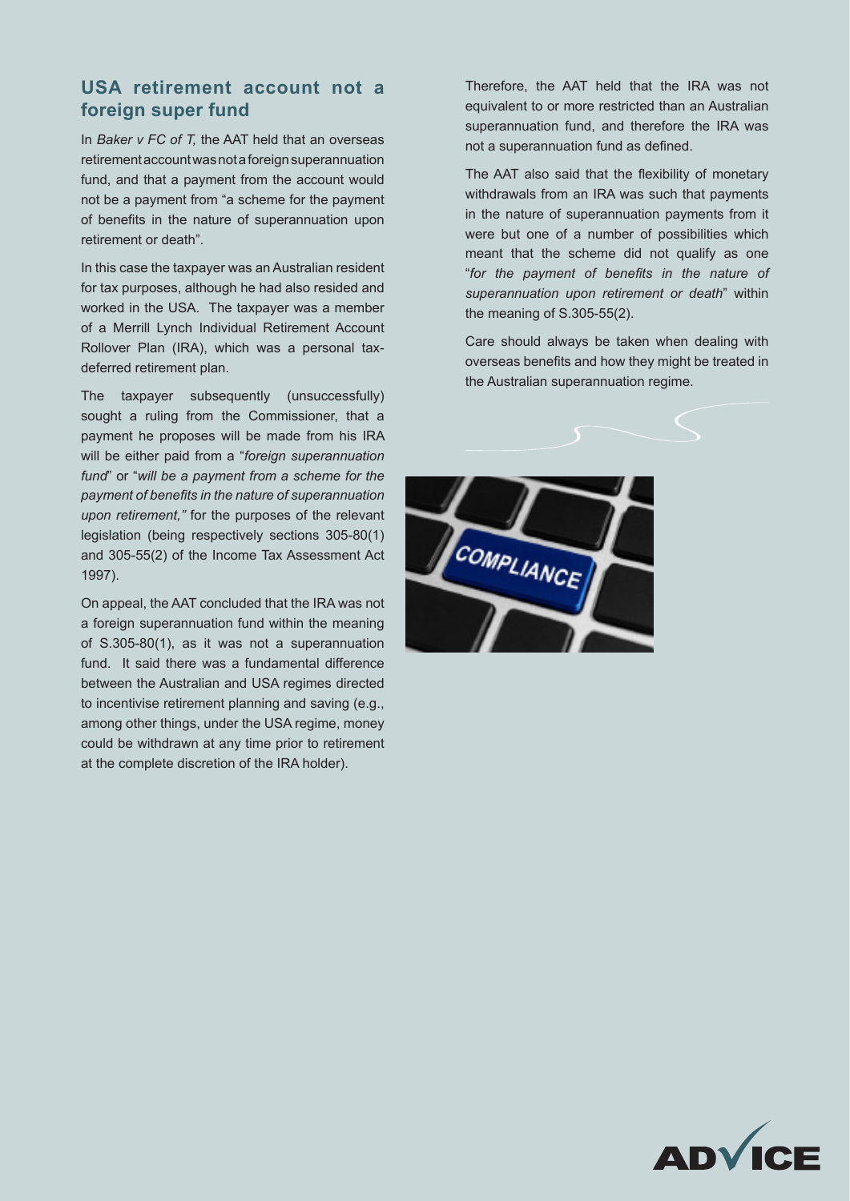## USA retirement account not a foreign super fund

In *Baker v FC of T,* the AAT held that an overseas retirement account was not a foreign superannuation fund, and that a payment from the account would not be a payment from "a scheme for the payment of benefits in the nature of superannuation upon retirement or death".

In this case the taxpayer was an Australian resident for tax purposes, although he had also resided and worked in the USA. The taxpayer was a member of a Merrill Lynch Individual Retirement Account Rollover Plan (IRA), which was a personal tax-deferred retirement plan.

The taxpayer subsequently (unsuccessfully) sought a ruling from the Commissioner, that a payment he proposes will be made from his IRA will be either paid from a "*foreign superannuation fund*" or "*will be a payment from a scheme for the payment of benefits in the nature of superannuation upon retirement,"* for the purposes of the relevant legislation (being respectively sections 305-80(1) and 305-55(2) of the Income Tax Assessment Act 1997).

On appeal, the AAT concluded that the IRA was not a foreign superannuation fund within the meaning of S.305-80(1), as it was not a superannuation fund. It said there was a fundamental difference between the Australian and USA regimes directed to incentivise retirement planning and saving (e.g., among other things, under the USA regime, money could be withdrawn at any time prior to retirement at the complete discretion of the IRA holder).

Therefore, the AAT held that the IRA was not equivalent to or more restricted than an Australian superannuation fund, and therefore the IRA was not a superannuation fund as defined.

The AAT also said that the flexibility of monetary withdrawals from an IRA was such that payments in the nature of superannuation payments from it were but one of a number of possibilities which meant that the scheme did not qualify as one "*for the payment of benefits in the nature of superannuation upon retirement or death*" within the meaning of S.305-55(2).

Care should always be taken when dealing with overseas benefits and how they might be treated in the Australian superannuation regime.